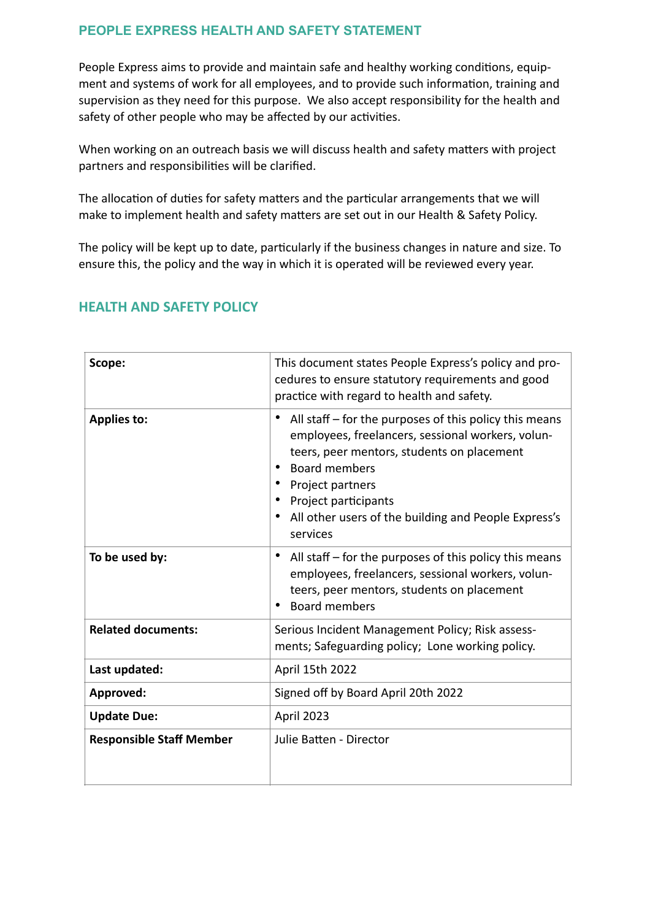## PEOPLE EXPRESS HEALTH AND SAFETY STATEMENT

People Express aims to provide and maintain safe and healthy working conditions, equipment and systems of work for all employees, and to provide such information, training and supervision as they need for this purpose. We also accept responsibility for the health and safety of other people who may be affected by our activities.

When working on an outreach basis we will discuss health and safety matters with project partners and responsibilities will be clarified.

The allocation of duties for safety matters and the particular arrangements that we will make to implement health and safety matters are set out in our Health & Safety Policy.

The policy will be kept up to date, particularly if the business changes in nature and size. To ensure this, the policy and the way in which it is operated will be reviewed every year.

## HEALTH AND SAFETY POLICY

| | |
|---|---|
| **Scope:** | This document states People Express's policy and procedures to ensure statutory requirements and good practice with regard to health and safety. |
| **Applies to:** | • All staff – for the purposes of this policy this means employees, freelancers, sessional workers, volunteers, peer mentors, students on placement<br>• Board members<br>• Project partners<br>• Project participants<br>• All other users of the building and People Express's services |
| **To be used by:** | • All staff – for the purposes of this policy this means employees, freelancers, sessional workers, volunteers, peer mentors, students on placement<br>• Board members |
| **Related documents:** | Serious Incident Management Policy; Risk assessments; Safeguarding policy; Lone working policy. |
| **Last updated:** | April 15th 2022 |
| **Approved:** | Signed off by Board April 20th 2022 |
| **Update Due:** | April 2023 |
| **Responsible Staff Member** | Julie Batten - Director |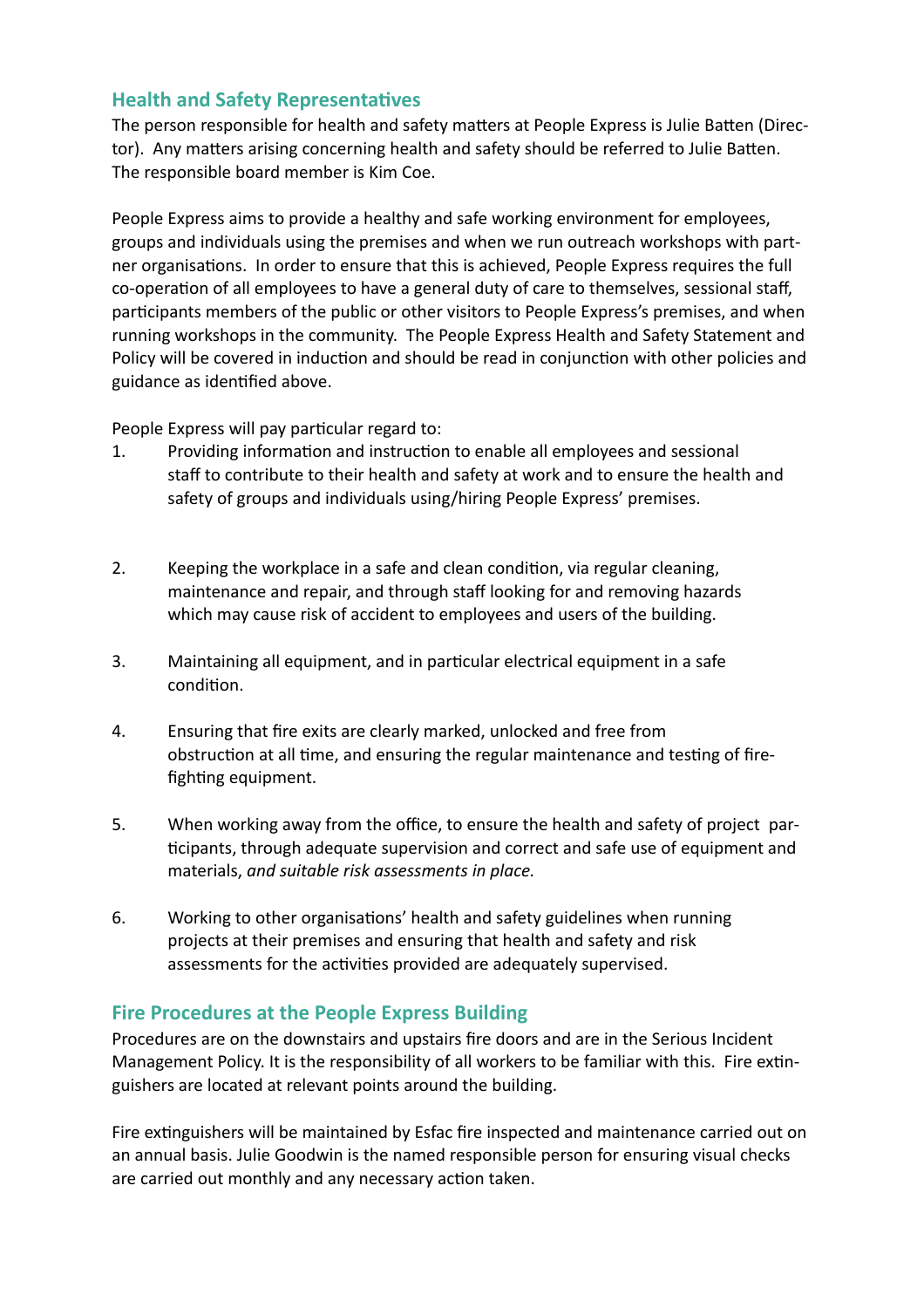## Health and Safety Representatives

The person responsible for health and safety matters at People Express is Julie Batten (Director). Any matters arising concerning health and safety should be referred to Julie Batten. The responsible board member is Kim Coe.

People Express aims to provide a healthy and safe working environment for employees, groups and individuals using the premises and when we run outreach workshops with partner organisations. In order to ensure that this is achieved, People Express requires the full co-operation of all employees to have a general duty of care to themselves, sessional staff, participants members of the public or other visitors to People Express's premises, and when running workshops in the community. The People Express Health and Safety Statement and Policy will be covered in induction and should be read in conjunction with other policies and guidance as identified above.

People Express will pay particular regard to:

1. Providing information and instruction to enable all employees and sessional staff to contribute to their health and safety at work and to ensure the health and safety of groups and individuals using/hiring People Express' premises.

2. Keeping the workplace in a safe and clean condition, via regular cleaning, maintenance and repair, and through staff looking for and removing hazards which may cause risk of accident to employees and users of the building.

3. Maintaining all equipment, and in particular electrical equipment in a safe condition.

4. Ensuring that fire exits are clearly marked, unlocked and free from obstruction at all time, and ensuring the regular maintenance and testing of fire-fighting equipment.

5. When working away from the office, to ensure the health and safety of project participants, through adequate supervision and correct and safe use of equipment and materials, *and suitable risk assessments in place.*

6. Working to other organisations' health and safety guidelines when running projects at their premises and ensuring that health and safety and risk assessments for the activities provided are adequately supervised.

## Fire Procedures at the People Express Building

Procedures are on the downstairs and upstairs fire doors and are in the Serious Incident Management Policy. It is the responsibility of all workers to be familiar with this. Fire extinguishers are located at relevant points around the building.

Fire extinguishers will be maintained by Esfac fire inspected and maintenance carried out on an annual basis. Julie Goodwin is the named responsible person for ensuring visual checks are carried out monthly and any necessary action taken.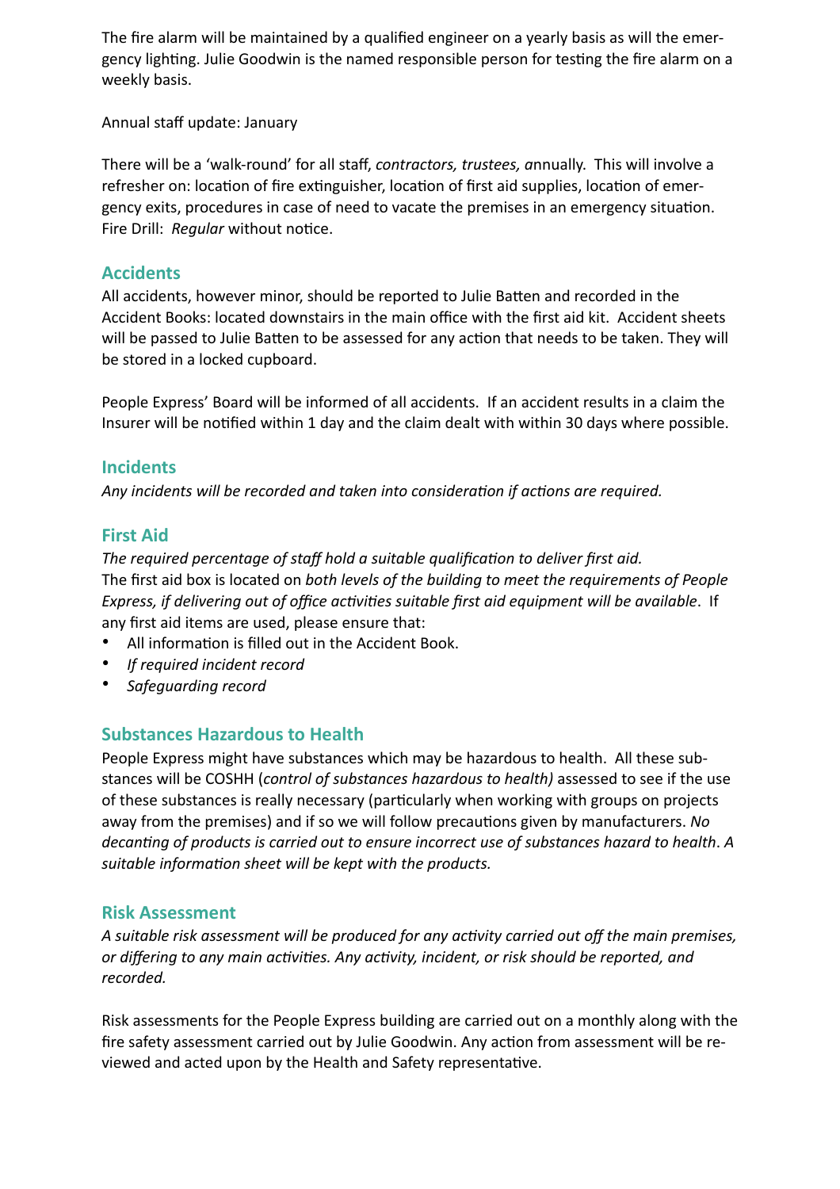The fire alarm will be maintained by a qualified engineer on a yearly basis as will the emergency lighting. Julie Goodwin is the named responsible person for testing the fire alarm on a weekly basis.

Annual staff update: January

There will be a 'walk-round' for all staff, *contractors, trustees, a*nnually. This will involve a refresher on: location of fire extinguisher, location of first aid supplies, location of emergency exits, procedures in case of need to vacate the premises in an emergency situation. Fire Drill: *Regular* without notice.

## Accidents

All accidents, however minor, should be reported to Julie Batten and recorded in the Accident Books: located downstairs in the main office with the first aid kit. Accident sheets will be passed to Julie Batten to be assessed for any action that needs to be taken. They will be stored in a locked cupboard.

People Express' Board will be informed of all accidents. If an accident results in a claim the Insurer will be notified within 1 day and the claim dealt with within 30 days where possible.

## Incidents

*Any incidents will be recorded and taken into consideration if actions are required.*

## First Aid

*The required percentage of staff hold a suitable qualification to deliver first aid.*
The first aid box is located on *both levels of the building to meet the requirements of People Express, if delivering out of office activities suitable first aid equipment will be available*. If any first aid items are used, please ensure that:

- All information is filled out in the Accident Book.
- *If required incident record*
- *Safeguarding record*

## Substances Hazardous to Health

People Express might have substances which may be hazardous to health. All these substances will be COSHH (*control of substances hazardous to health)* assessed to see if the use of these substances is really necessary (particularly when working with groups on projects away from the premises) and if so we will follow precautions given by manufacturers. *No decanting of products is carried out to ensure incorrect use of substances hazard to health. A suitable information sheet will be kept with the products.*

## Risk Assessment

*A suitable risk assessment will be produced for any activity carried out off the main premises, or differing to any main activities. Any activity, incident, or risk should be reported, and recorded.*

Risk assessments for the People Express building are carried out on a monthly along with the fire safety assessment carried out by Julie Goodwin. Any action from assessment will be reviewed and acted upon by the Health and Safety representative.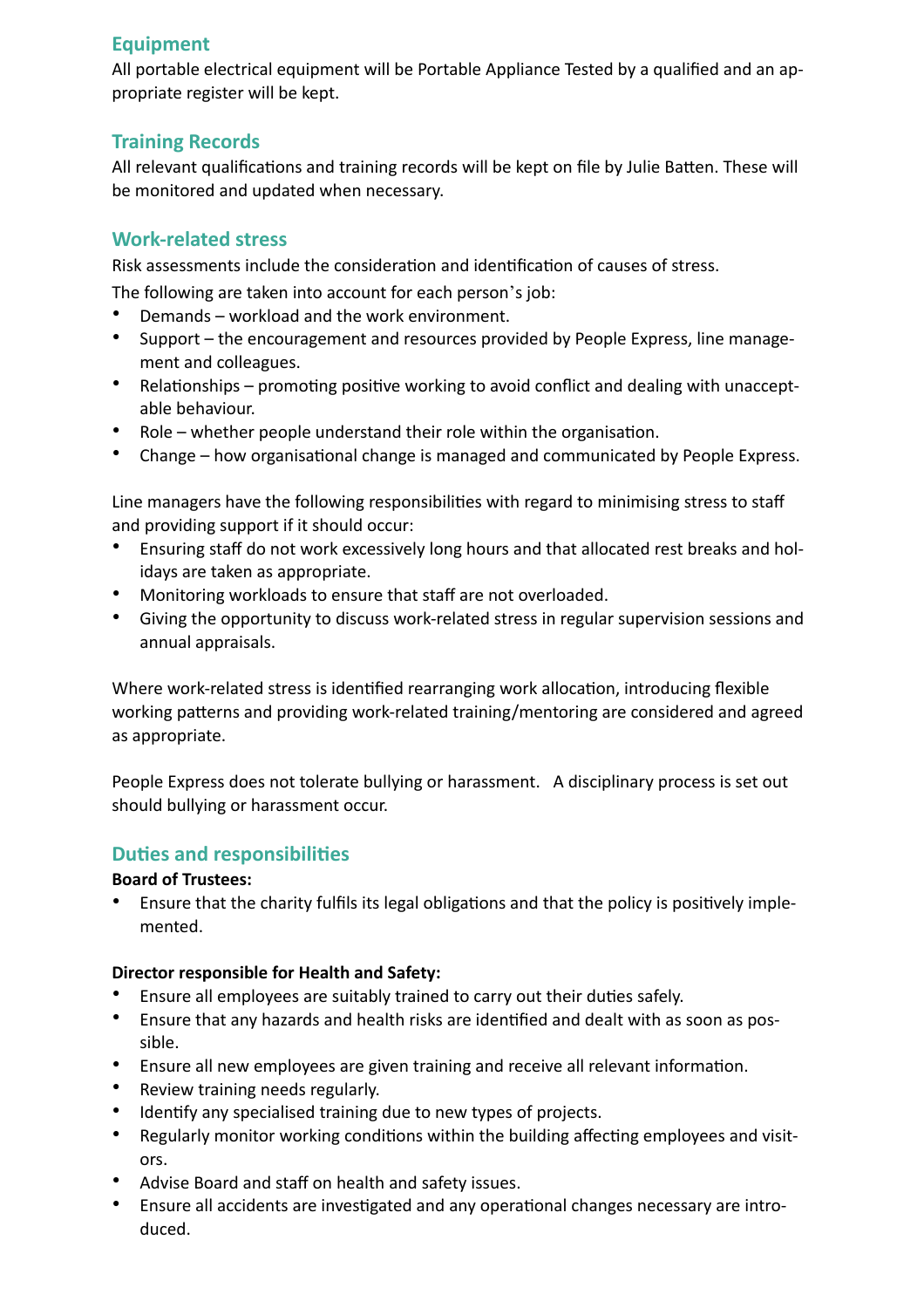## Equipment

All portable electrical equipment will be Portable Appliance Tested by a qualified and an appropriate register will be kept.

## Training Records

All relevant qualifications and training records will be kept on file by Julie Batten. These will be monitored and updated when necessary.

## Work-related stress

Risk assessments include the consideration and identification of causes of stress.

The following are taken into account for each person's job:

- Demands – workload and the work environment.
- Support – the encouragement and resources provided by People Express, line management and colleagues.
- Relationships – promoting positive working to avoid conflict and dealing with unacceptable behaviour.
- Role – whether people understand their role within the organisation.
- Change – how organisational change is managed and communicated by People Express.

Line managers have the following responsibilities with regard to minimising stress to staff and providing support if it should occur:

- Ensuring staff do not work excessively long hours and that allocated rest breaks and holidays are taken as appropriate.
- Monitoring workloads to ensure that staff are not overloaded.
- Giving the opportunity to discuss work-related stress in regular supervision sessions and annual appraisals.

Where work-related stress is identified rearranging work allocation, introducing flexible working patterns and providing work-related training/mentoring are considered and agreed as appropriate.

People Express does not tolerate bullying or harassment. A disciplinary process is set out should bullying or harassment occur.

## Duties and responsibilities

**Board of Trustees:**

- Ensure that the charity fulfils its legal obligations and that the policy is positively implemented.

**Director responsible for Health and Safety:**

- Ensure all employees are suitably trained to carry out their duties safely.
- Ensure that any hazards and health risks are identified and dealt with as soon as possible.
- Ensure all new employees are given training and receive all relevant information.
- Review training needs regularly.
- Identify any specialised training due to new types of projects.
- Regularly monitor working conditions within the building affecting employees and visitors.
- Advise Board and staff on health and safety issues.
- Ensure all accidents are investigated and any operational changes necessary are introduced.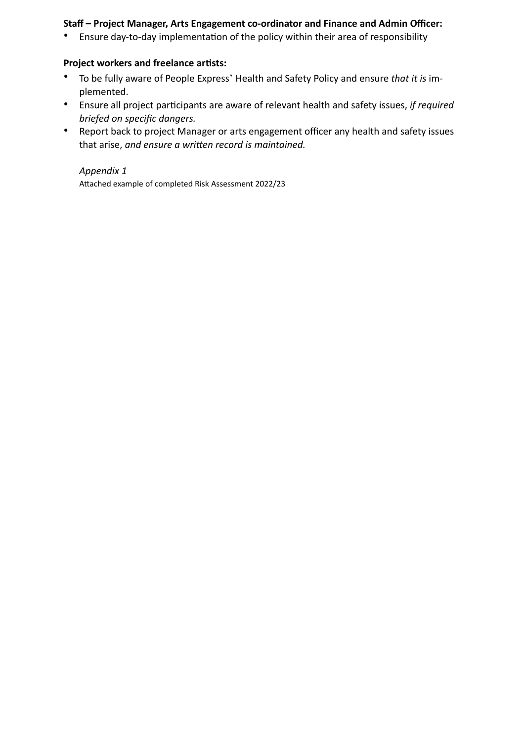**Staff – Project Manager, Arts Engagement co-ordinator and Finance and Admin Officer:**

- Ensure day-to-day implementation of the policy within their area of responsibility

**Project workers and freelance artists:**

- To be fully aware of People Express' Health and Safety Policy and ensure *that it is* implemented.
- Ensure all project participants are aware of relevant health and safety issues, *if required briefed on specific dangers.*
- Report back to project Manager or arts engagement officer any health and safety issues that arise, *and ensure a written record is maintained.*

*Appendix 1*

Attached example of completed Risk Assessment 2022/23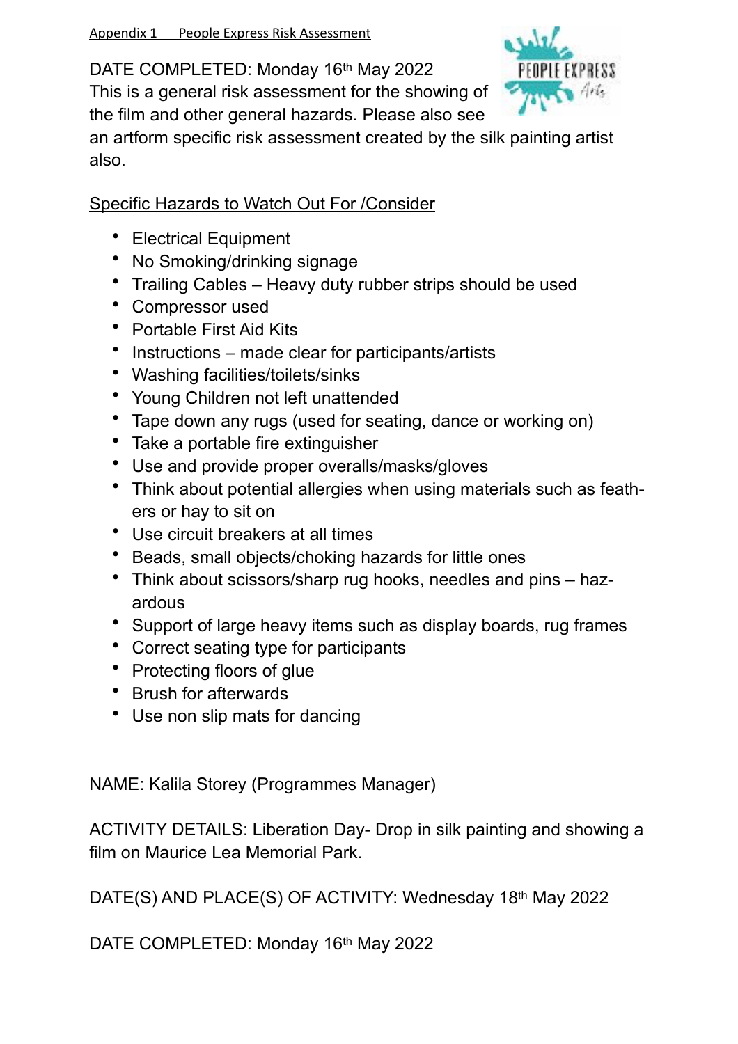Appendix 1 People Express Risk Assessment

DATE COMPLETED: Monday 16th May 2022

This is a general risk assessment for the showing of the film and other general hazards. Please also see an artform specific risk assessment created by the silk painting artist also.

Specific Hazards to Watch Out For /Consider

- Electrical Equipment
- No Smoking/drinking signage
- Trailing Cables – Heavy duty rubber strips should be used
- Compressor used
- Portable First Aid Kits
- Instructions – made clear for participants/artists
- Washing facilities/toilets/sinks
- Young Children not left unattended
- Tape down any rugs (used for seating, dance or working on)
- Take a portable fire extinguisher
- Use and provide proper overalls/masks/gloves
- Think about potential allergies when using materials such as feathers or hay to sit on
- Use circuit breakers at all times
- Beads, small objects/choking hazards for little ones
- Think about scissors/sharp rug hooks, needles and pins – hazardous
- Support of large heavy items such as display boards, rug frames
- Correct seating type for participants
- Protecting floors of glue
- Brush for afterwards
- Use non slip mats for dancing

NAME: Kalila Storey (Programmes Manager)

ACTIVITY DETAILS: Liberation Day- Drop in silk painting and showing a film on Maurice Lea Memorial Park.

DATE(S) AND PLACE(S) OF ACTIVITY: Wednesday 18th May 2022

DATE COMPLETED: Monday 16th May 2022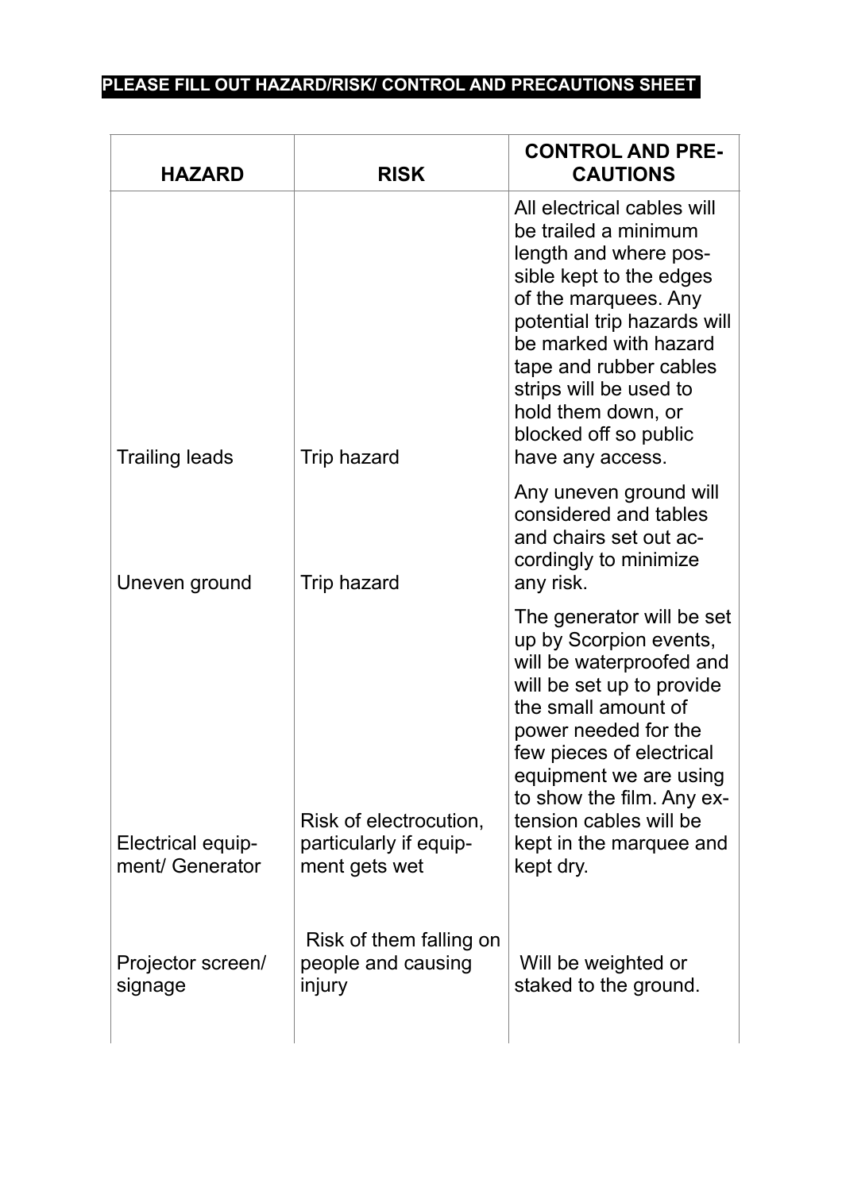**PLEASE FILL OUT HAZARD/RISK/ CONTROL AND PRECAUTIONS SHEET**

| HAZARD | RISK | CONTROL AND PRECAUTIONS |
|---|---|---|
| Trailing leads | Trip hazard | All electrical cables will be trailed a minimum length and where possible kept to the edges of the marquees. Any potential trip hazards will be marked with hazard tape and rubber cables strips will be used to hold them down, or blocked off so public have any access. |
| Uneven ground | Trip hazard | Any uneven ground will considered and tables and chairs set out accordingly to minimize any risk. |
| Electrical equipment/ Generator | Risk of electrocution, particularly if equipment gets wet | The generator will be set up by Scorpion events, will be waterproofed and will be set up to provide the small amount of power needed for the few pieces of electrical equipment we are using to show the film. Any extension cables will be kept in the marquee and kept dry. |
| Projector screen/ signage | Risk of them falling on people and causing injury | Will be weighted or staked to the ground. |